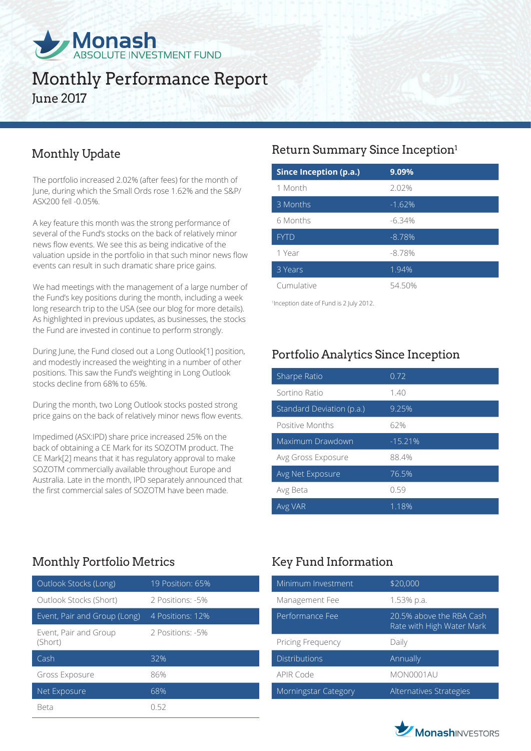Monash ABSOLUTE INVESTMENT FUND

# Monthly Performance Report

June 2017

## Monthly Update

The portfolio increased 2.02% (after fees) for the month of June, during which the Small Ords rose 1.62% and the S&P/ASX200 fell -0.05%.

A key feature this month was the strong performance of several of the Fund's stocks on the back of relatively minor news flow events. We see this as being indicative of the valuation upside in the portfolio in that such minor news flow events can result in such dramatic share price gains.

We had meetings with the management of a large number of the Fund's key positions during the month, including a week long research trip to the USA (see our blog for more details). As highlighted in previous updates, as businesses, the stocks the Fund are invested in continue to perform strongly.

During June, the Fund closed out a Long Outlook[1] position, and modestly increased the weighting in a number of other positions. This saw the Fund's weighting in Long Outlook stocks decline from 68% to 65%.

During the month, two Long Outlook stocks posted strong price gains on the back of relatively minor news flow events.

Impedimed (ASX:IPD) share price increased 25% on the back of obtaining a CE Mark for its SOZOTM product. The CE Mark[2] means that it has regulatory approval to make SOZOTM commercially available throughout Europe and Australia. Late in the month, IPD separately announced that the first commercial sales of SOZOTM have been made.

## Return Summary Since Inception[1]

| **Since Inception (p.a.)** | **9.09%** |
|---|---|
| 1 Month | 2.02% |
| 3 Months | -1.62% |
| 6 Months | -6.34% |
| FYTD | -8.78% |
| 1 Year | -8.78% |
| 3 Years | 1.94% |
| Cumulative | 54.50% |

[1]Inception date of Fund is 2 July 2012.

## Portfolio Analytics Since Inception

| | |
|---|---|
| Sharpe Ratio | 0.72 |
| Sortino Ratio | 1.40 |
| Standard Deviation (p.a.) | 9.25% |
| Positive Months | 62% |
| Maximum Drawdown | -15.21% |
| Avg Gross Exposure | 88.4% |
| Avg Net Exposure | 76.5% |
| Avg Beta | 0.59 |
| Avg VAR | 1.18% |

## Monthly Portfolio Metrics

| | |
|---|---|
| Outlook Stocks (Long) | 19 Position: 65% |
| Outlook Stocks (Short) | 2 Positions: -5% |
| Event, Pair and Group (Long) | 4 Positions: 12% |
| Event, Pair and Group (Short) | 2 Positions: -5% |
| Cash | 32% |
| Gross Exposure | 86% |
| Net Exposure | 68% |
| Beta | 0.52 |

## Key Fund Information

| | |
|---|---|
| Minimum Investment | $20,000 |
| Management Fee | 1.53% p.a. |
| Performance Fee | 20.5% above the RBA Cash Rate with High Water Mark |
| Pricing Frequency | Daily |
| Distributions | Annually |
| APIR Code | MON0001AU |
| Morningstar Category | Alternatives Strategies |

MonashINVESTORS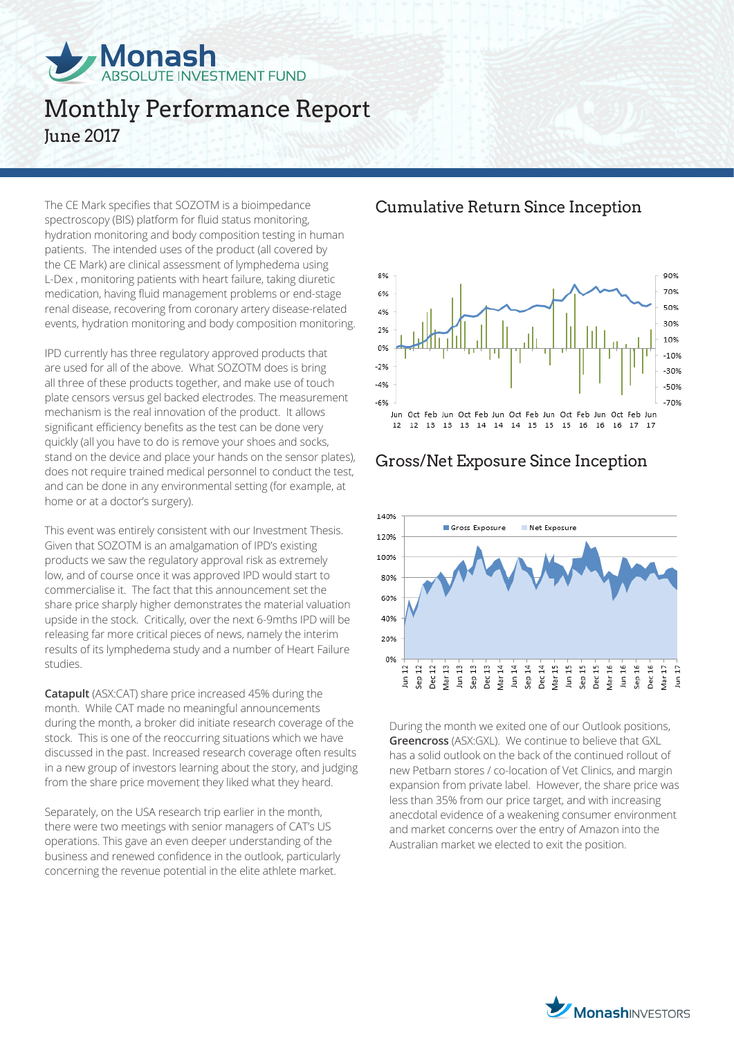# Monash

ABSOLUTE INVESTMENT FUND

# Monthly Performance Report

## June 2017

The CE Mark specifies that SOZOTM is a bioimpedance spectroscopy (BIS) platform for fluid status monitoring, hydration monitoring and body composition testing in human patients. The intended uses of the product (all covered by the CE Mark) are clinical assessment of lymphedema using L-Dex , monitoring patients with heart failure, taking diuretic medication, having fluid management problems or end-stage renal disease, recovering from coronary artery disease-related events, hydration monitoring and body composition monitoring.

IPD currently has three regulatory approved products that are used for all of the above. What SOZOTM does is bring all three of these products together, and make use of touch plate censors versus gel backed electrodes. The measurement mechanism is the real innovation of the product. It allows significant efficiency benefits as the test can be done very quickly (all you have to do is remove your shoes and socks, stand on the device and place your hands on the sensor plates), does not require trained medical personnel to conduct the test, and can be done in any environmental setting (for example, at home or at a doctor's surgery).

This event was entirely consistent with our Investment Thesis. Given that SOZOTM is an amalgamation of IPD's existing products we saw the regulatory approval risk as extremely low, and of course once it was approved IPD would start to commercialise it. The fact that this announcement set the share price sharply higher demonstrates the material valuation upside in the stock. Critically, over the next 6-9mths IPD will be releasing far more critical pieces of news, namely the interim results of its lymphedema study and a number of Heart Failure studies.

**Catapult** (ASX:CAT) share price increased 45% during the month. While CAT made no meaningful announcements during the month, a broker did initiate research coverage of the stock. This is one of the reoccurring situations which we have discussed in the past. Increased research coverage often results in a new group of investors learning about the story, and judging from the share price movement they liked what they heard.

Separately, on the USA research trip earlier in the month, there were two meetings with senior managers of CAT's US operations. This gave an even deeper understanding of the business and renewed confidence in the outlook, particularly concerning the revenue potential in the elite athlete market.

## Cumulative Return Since Inception

## Gross/Net Exposure Since Inception

During the month we exited one of our Outlook positions, **Greencross** (ASX:GXL). We continue to believe that GXL has a solid outlook on the back of the continued rollout of new Petbarn stores / co-location of Vet Clinics, and margin expansion from private label. However, the share price was less than 35% from our price target, and with increasing anecdotal evidence of a weakening consumer environment and market concerns over the entry of Amazon into the Australian market we elected to exit the position.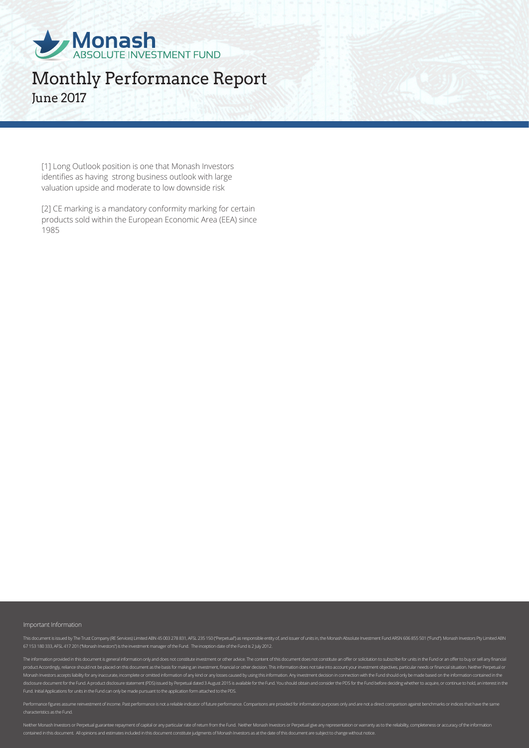# Monash
ABSOLUTE INVESTMENT FUND

# Monthly Performance Report

## June 2017

[1] Long Outlook position is one that Monash Investors identifies as having strong business outlook with large valuation upside and moderate to low downside risk

[2] CE marking is a mandatory conformity marking for certain products sold within the European Economic Area (EEA) since 1985

### Important Information

This document is issued by The Trust Company (RE Services) Limited ABN 45 003 278 831, AFSL 235 150 ("Perpetual") as responsible entity of, and issuer of units in, the Monash Absolute Investment Fund ARSN 606 855 501 ("Fund"). Monash Investors Pty Limited ABN 67 153 180 333, AFSL 417 201 ("Monash Investors") is the investment manager of the Fund. The inception date of the Fund is 2 July 2012.

The information provided in this document is general information only and does not constitute investment or other advice. The content of this document does not constitute an offer or solicitation to subscribe for units in the Fund or an offer to buy or sell any financial product Accordingly, reliance should not be placed on this document as the basis for making an investment, financial or other decision. This information does not take into account your investment objectives, particular needs or financial situation. Neither Perpetual or Monash Investors accepts liability for any inaccurate, incomplete or omitted information of any kind or any losses caused by using this information. Any investment decision in connection with the Fund should only be made based on the information contained in the disclosure document for the Fund. A product disclosure statement (PDS) issued by Perpetual dated 3 August 2015 is available for the Fund. You should obtain and consider the PDS for the Fund before deciding whether to acquire, or continue to hold, an interest in the Fund. Initial Applications for units in the Fund can only be made pursuant to the application form attached to the PDS.

Performance figures assume reinvestment of income. Past performance is not a reliable indicator of future performance. Comparisons are provided for information purposes only and are not a direct comparison against benchmarks or indices that have the same characteristics as the Fund.

Neither Monash Investors or Perpetual guarantee repayment of capital or any particular rate of return from the Fund. Neither Monash Investors or Perpetual give any representation or warranty as to the reliability, completeness or accuracy of the information contained in this document. All opinions and estimates included in this document constitute judgments of Monash Investors as at the date of this document are subject to change without notice.